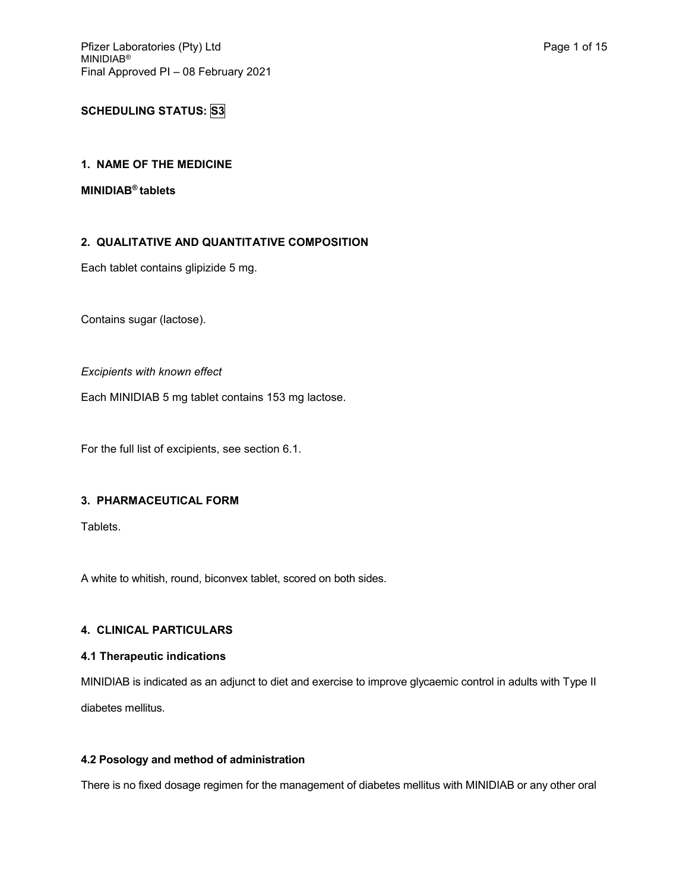**SCHEDULING STATUS: S3**

## 1. NAME OF THE MEDICINE

**MINIDIAB® tablets**

## 2. QUALITATIVE AND QUANTITATIVE COMPOSITION

Each tablet contains glipizide 5 mg.

Contains sugar (lactose).

*Excipients with known effect*

Each MINIDIAB 5 mg tablet contains 153 mg lactose.

For the full list of excipients, see section 6.1.

## 3. PHARMACEUTICAL FORM

Tablets.

A white to whitish, round, biconvex tablet, scored on both sides.

## 4. CLINICAL PARTICULARS

### 4.1 Therapeutic indications

MINIDIAB is indicated as an adjunct to diet and exercise to improve glycaemic control in adults with Type II diabetes mellitus.

### 4.2 Posology and method of administration

There is no fixed dosage regimen for the management of diabetes mellitus with MINIDIAB or any other oral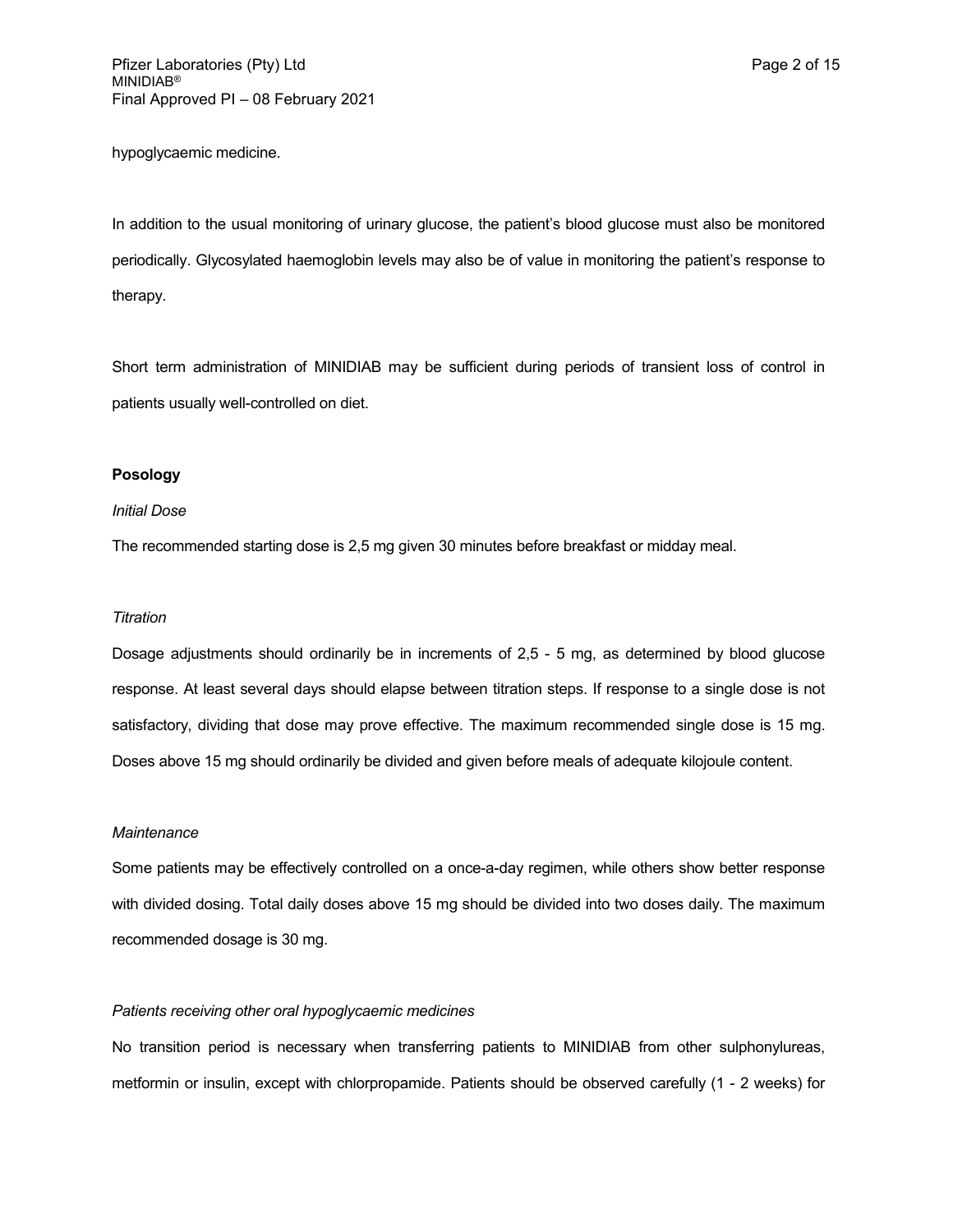hypoglycaemic medicine.

In addition to the usual monitoring of urinary glucose, the patient's blood glucose must also be monitored periodically. Glycosylated haemoglobin levels may also be of value in monitoring the patient's response to therapy.

Short term administration of MINIDIAB may be sufficient during periods of transient loss of control in patients usually well-controlled on diet.

**Posology**

*Initial Dose*

The recommended starting dose is 2,5 mg given 30 minutes before breakfast or midday meal.

*Titration*

Dosage adjustments should ordinarily be in increments of 2,5 - 5 mg, as determined by blood glucose response. At least several days should elapse between titration steps. If response to a single dose is not satisfactory, dividing that dose may prove effective. The maximum recommended single dose is 15 mg. Doses above 15 mg should ordinarily be divided and given before meals of adequate kilojoule content.

*Maintenance*

Some patients may be effectively controlled on a once-a-day regimen, while others show better response with divided dosing. Total daily doses above 15 mg should be divided into two doses daily. The maximum recommended dosage is 30 mg.

*Patients receiving other oral hypoglycaemic medicines*

No transition period is necessary when transferring patients to MINIDIAB from other sulphonylureas, metformin or insulin, except with chlorpropamide. Patients should be observed carefully (1 - 2 weeks) for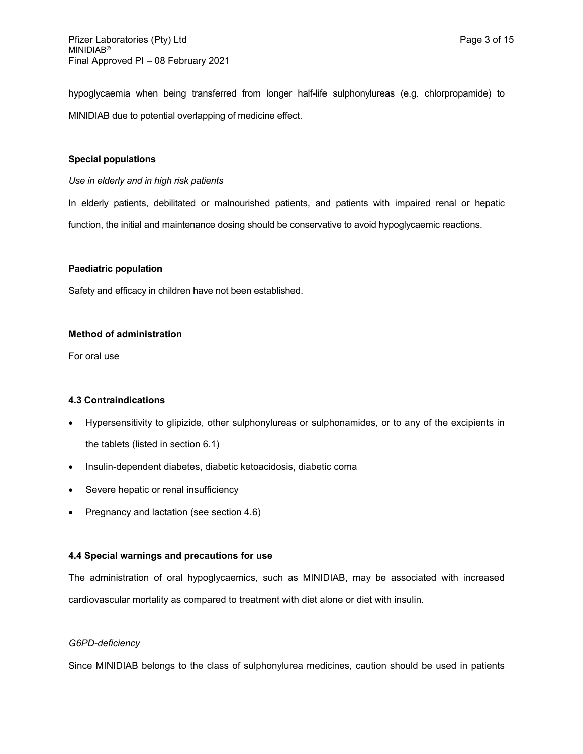hypoglycaemia when being transferred from longer half-life sulphonylureas (e.g. chlorpropamide) to MINIDIAB due to potential overlapping of medicine effect.

**Special populations**

*Use in elderly and in high risk patients*

In elderly patients, debilitated or malnourished patients, and patients with impaired renal or hepatic function, the initial and maintenance dosing should be conservative to avoid hypoglycaemic reactions.

**Paediatric population**

Safety and efficacy in children have not been established.

**Method of administration**

For oral use

### 4.3 Contraindications

- Hypersensitivity to glipizide, other sulphonylureas or sulphonamides, or to any of the excipients in the tablets (listed in section 6.1)
- Insulin-dependent diabetes, diabetic ketoacidosis, diabetic coma
- Severe hepatic or renal insufficiency
- Pregnancy and lactation (see section 4.6)

### 4.4 Special warnings and precautions for use

The administration of oral hypoglycaemics, such as MINIDIAB, may be associated with increased cardiovascular mortality as compared to treatment with diet alone or diet with insulin.

*G6PD-deficiency*

Since MINIDIAB belongs to the class of sulphonylurea medicines, caution should be used in patients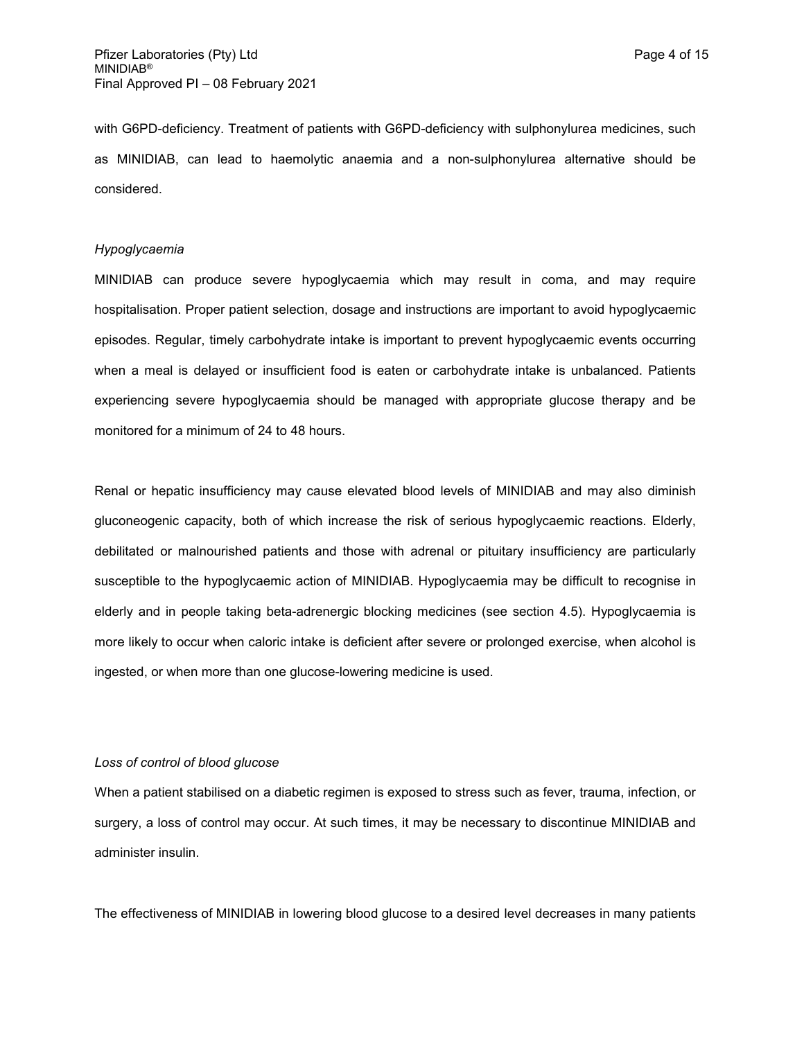with G6PD-deficiency. Treatment of patients with G6PD-deficiency with sulphonylurea medicines, such as MINIDIAB, can lead to haemolytic anaemia and a non-sulphonylurea alternative should be considered.

*Hypoglycaemia*

MINIDIAB can produce severe hypoglycaemia which may result in coma, and may require hospitalisation. Proper patient selection, dosage and instructions are important to avoid hypoglycaemic episodes. Regular, timely carbohydrate intake is important to prevent hypoglycaemic events occurring when a meal is delayed or insufficient food is eaten or carbohydrate intake is unbalanced. Patients experiencing severe hypoglycaemia should be managed with appropriate glucose therapy and be monitored for a minimum of 24 to 48 hours.

Renal or hepatic insufficiency may cause elevated blood levels of MINIDIAB and may also diminish gluconeogenic capacity, both of which increase the risk of serious hypoglycaemic reactions. Elderly, debilitated or malnourished patients and those with adrenal or pituitary insufficiency are particularly susceptible to the hypoglycaemic action of MINIDIAB. Hypoglycaemia may be difficult to recognise in elderly and in people taking beta-adrenergic blocking medicines (see section 4.5). Hypoglycaemia is more likely to occur when caloric intake is deficient after severe or prolonged exercise, when alcohol is ingested, or when more than one glucose-lowering medicine is used.

*Loss of control of blood glucose*

When a patient stabilised on a diabetic regimen is exposed to stress such as fever, trauma, infection, or surgery, a loss of control may occur. At such times, it may be necessary to discontinue MINIDIAB and administer insulin.

The effectiveness of MINIDIAB in lowering blood glucose to a desired level decreases in many patients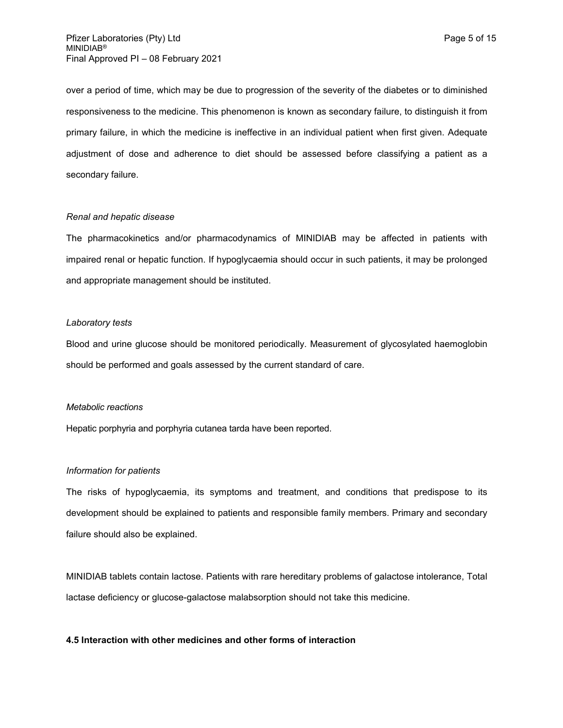over a period of time, which may be due to progression of the severity of the diabetes or to diminished responsiveness to the medicine. This phenomenon is known as secondary failure, to distinguish it from primary failure, in which the medicine is ineffective in an individual patient when first given. Adequate adjustment of dose and adherence to diet should be assessed before classifying a patient as a secondary failure.

*Renal and hepatic disease*

The pharmacokinetics and/or pharmacodynamics of MINIDIAB may be affected in patients with impaired renal or hepatic function. If hypoglycaemia should occur in such patients, it may be prolonged and appropriate management should be instituted.

*Laboratory tests*

Blood and urine glucose should be monitored periodically. Measurement of glycosylated haemoglobin should be performed and goals assessed by the current standard of care.

*Metabolic reactions*

Hepatic porphyria and porphyria cutanea tarda have been reported.

*Information for patients*

The risks of hypoglycaemia, its symptoms and treatment, and conditions that predispose to its development should be explained to patients and responsible family members. Primary and secondary failure should also be explained.

MINIDIAB tablets contain lactose. Patients with rare hereditary problems of galactose intolerance, Total lactase deficiency or glucose-galactose malabsorption should not take this medicine.

**4.5 Interaction with other medicines and other forms of interaction**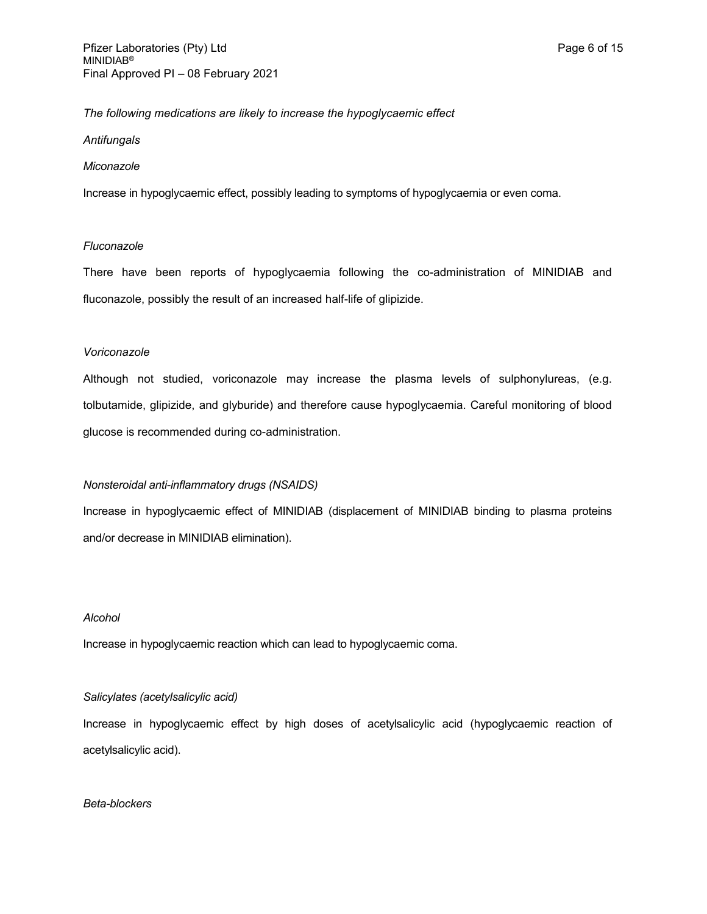*The following medications are likely to increase the hypoglycaemic effect*

*Antifungals*

*Miconazole*

Increase in hypoglycaemic effect, possibly leading to symptoms of hypoglycaemia or even coma.

*Fluconazole*

There have been reports of hypoglycaemia following the co-administration of MINIDIAB and fluconazole, possibly the result of an increased half-life of glipizide.

*Voriconazole*

Although not studied, voriconazole may increase the plasma levels of sulphonylureas, (e.g. tolbutamide, glipizide, and glyburide) and therefore cause hypoglycaemia. Careful monitoring of blood glucose is recommended during co-administration.

*Nonsteroidal anti-inflammatory drugs (NSAIDS)*

Increase in hypoglycaemic effect of MINIDIAB (displacement of MINIDIAB binding to plasma proteins and/or decrease in MINIDIAB elimination).

*Alcohol*

Increase in hypoglycaemic reaction which can lead to hypoglycaemic coma.

*Salicylates (acetylsalicylic acid)*

Increase in hypoglycaemic effect by high doses of acetylsalicylic acid (hypoglycaemic reaction of acetylsalicylic acid).

*Beta-blockers*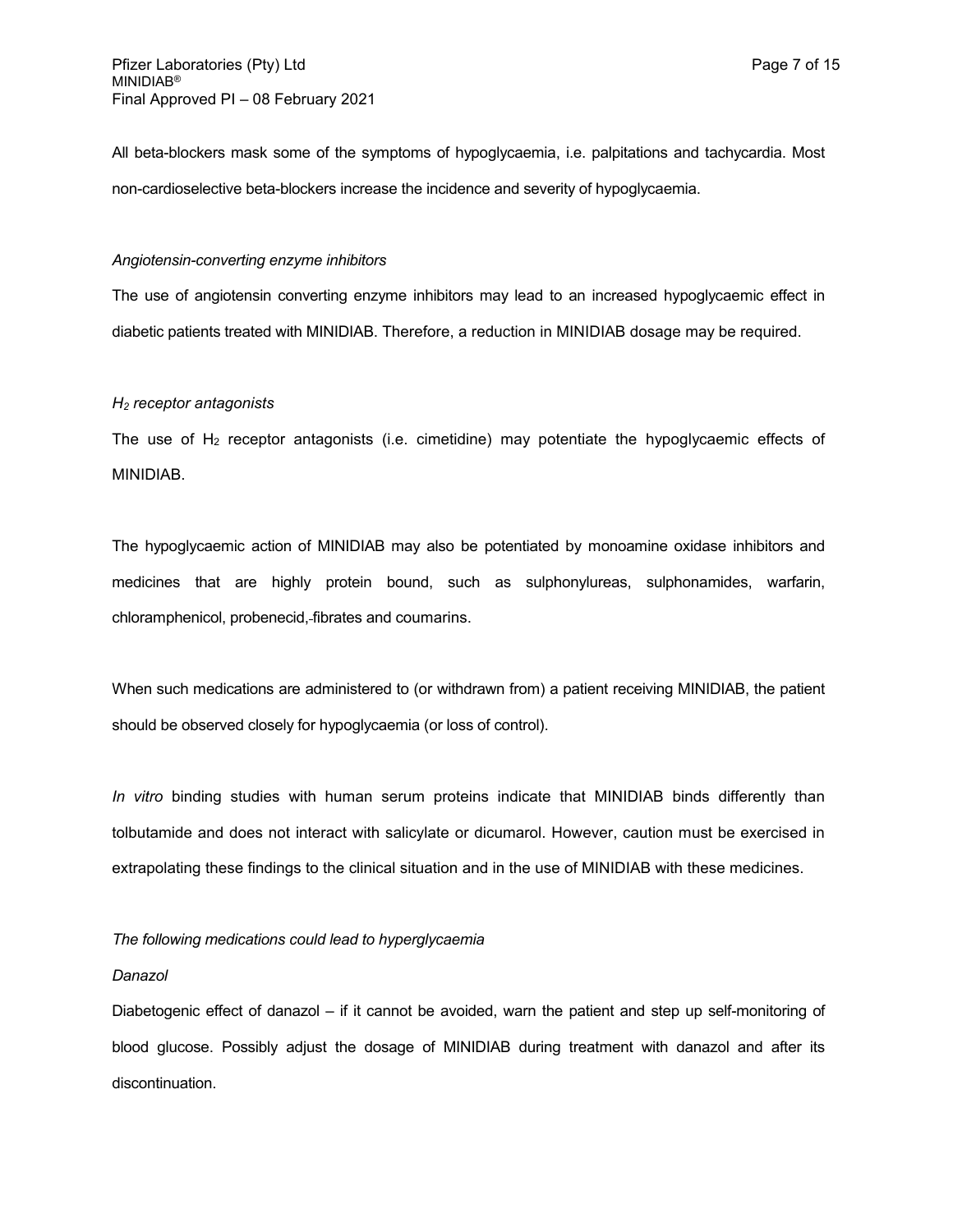All beta-blockers mask some of the symptoms of hypoglycaemia, i.e. palpitations and tachycardia. Most non-cardioselective beta-blockers increase the incidence and severity of hypoglycaemia.

*Angiotensin-converting enzyme inhibitors*

The use of angiotensin converting enzyme inhibitors may lead to an increased hypoglycaemic effect in diabetic patients treated with MINIDIAB. Therefore, a reduction in MINIDIAB dosage may be required.

*$H_2$ receptor antagonists*

The use of $H_2$ receptor antagonists (i.e. cimetidine) may potentiate the hypoglycaemic effects of MINIDIAB.

The hypoglycaemic action of MINIDIAB may also be potentiated by monoamine oxidase inhibitors and medicines that are highly protein bound, such as sulphonylureas, sulphonamides, warfarin, chloramphenicol, probenecid, fibrates and coumarins.

When such medications are administered to (or withdrawn from) a patient receiving MINIDIAB, the patient should be observed closely for hypoglycaemia (or loss of control).

*In vitro* binding studies with human serum proteins indicate that MINIDIAB binds differently than tolbutamide and does not interact with salicylate or dicumarol. However, caution must be exercised in extrapolating these findings to the clinical situation and in the use of MINIDIAB with these medicines.

*The following medications could lead to hyperglycaemia*

*Danazol*

Diabetogenic effect of danazol – if it cannot be avoided, warn the patient and step up self-monitoring of blood glucose. Possibly adjust the dosage of MINIDIAB during treatment with danazol and after its discontinuation.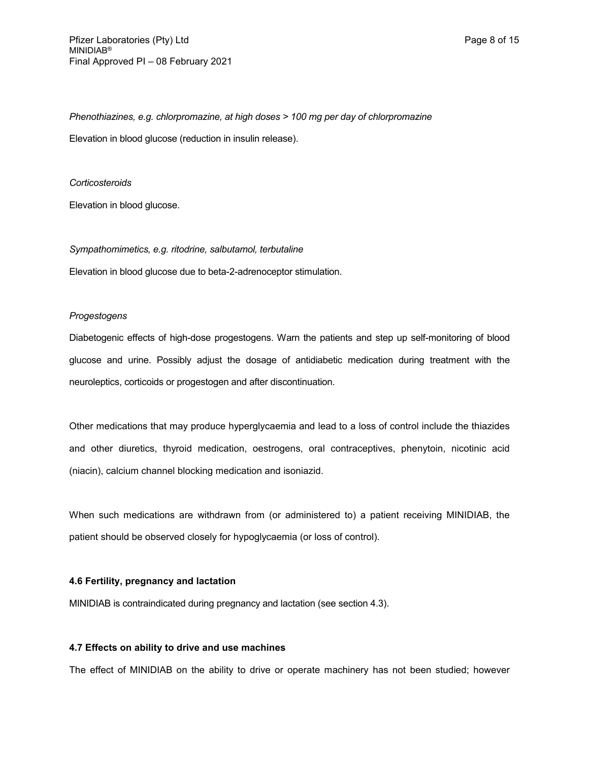*Phenothiazines, e.g. chlorpromazine, at high doses > 100 mg per day of chlorpromazine*

Elevation in blood glucose (reduction in insulin release).

*Corticosteroids*

Elevation in blood glucose.

*Sympathomimetics, e.g. ritodrine, salbutamol, terbutaline*

Elevation in blood glucose due to beta-2-adrenoceptor stimulation.

*Progestogens*

Diabetogenic effects of high-dose progestogens. Warn the patients and step up self-monitoring of blood glucose and urine. Possibly adjust the dosage of antidiabetic medication during treatment with the neuroleptics, corticoids or progestogen and after discontinuation.

Other medications that may produce hyperglycaemia and lead to a loss of control include the thiazides and other diuretics, thyroid medication, oestrogens, oral contraceptives, phenytoin, nicotinic acid (niacin), calcium channel blocking medication and isoniazid.

When such medications are withdrawn from (or administered to) a patient receiving MINIDIAB, the patient should be observed closely for hypoglycaemia (or loss of control).

**4.6 Fertility, pregnancy and lactation**

MINIDIAB is contraindicated during pregnancy and lactation (see section 4.3).

**4.7 Effects on ability to drive and use machines**

The effect of MINIDIAB on the ability to drive or operate machinery has not been studied; however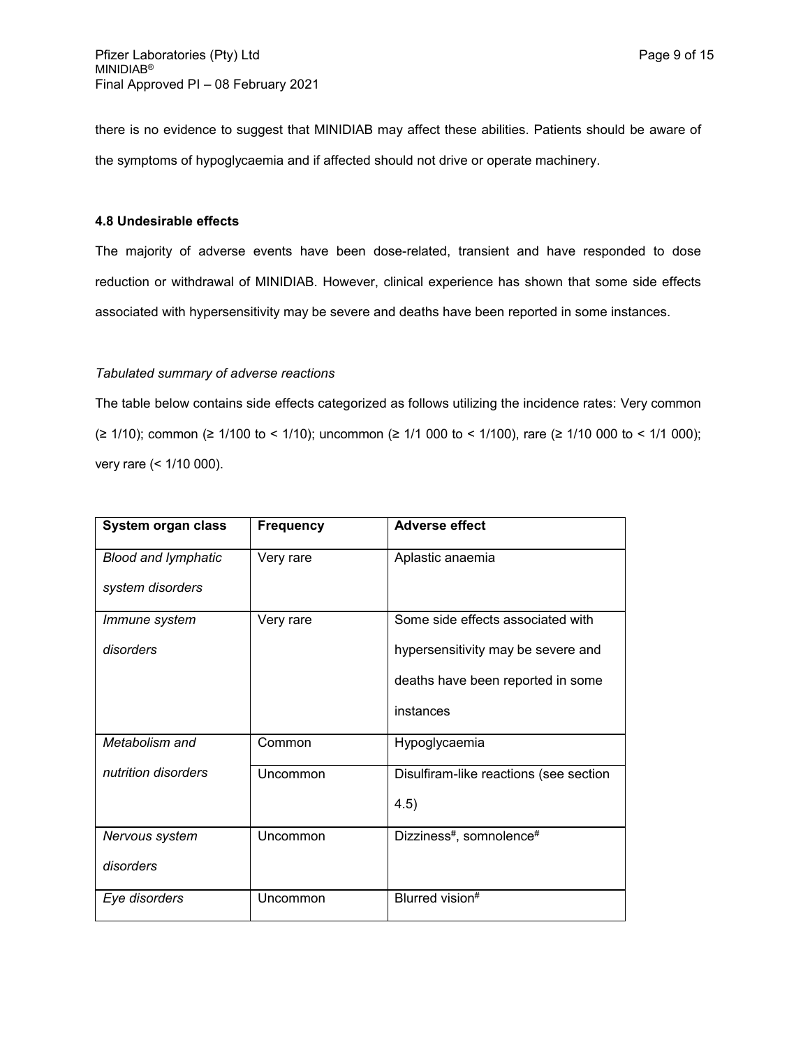there is no evidence to suggest that MINIDIAB may affect these abilities. Patients should be aware of the symptoms of hypoglycaemia and if affected should not drive or operate machinery.

**4.8 Undesirable effects**

The majority of adverse events have been dose-related, transient and have responded to dose reduction or withdrawal of MINIDIAB. However, clinical experience has shown that some side effects associated with hypersensitivity may be severe and deaths have been reported in some instances.

*Tabulated summary of adverse reactions*

The table below contains side effects categorized as follows utilizing the incidence rates: Very common (≥ 1/10); common (≥ 1/100 to < 1/10); uncommon (≥ 1/1 000 to < 1/100), rare (≥ 1/10 000 to < 1/1 000); very rare (< 1/10 000).

| System organ class | Frequency | Adverse effect |
|---|---|---|
| *Blood and lymphatic system disorders* | Very rare | Aplastic anaemia |
| *Immune system disorders* | Very rare | Some side effects associated with hypersensitivity may be severe and deaths have been reported in some instances |
| *Metabolism and nutrition disorders* | Common | Hypoglycaemia |
| | Uncommon | Disulfiram-like reactions (see section 4.5) |
| *Nervous system disorders* | Uncommon | Dizziness#, somnolence# |
| *Eye disorders* | Uncommon | Blurred vision# |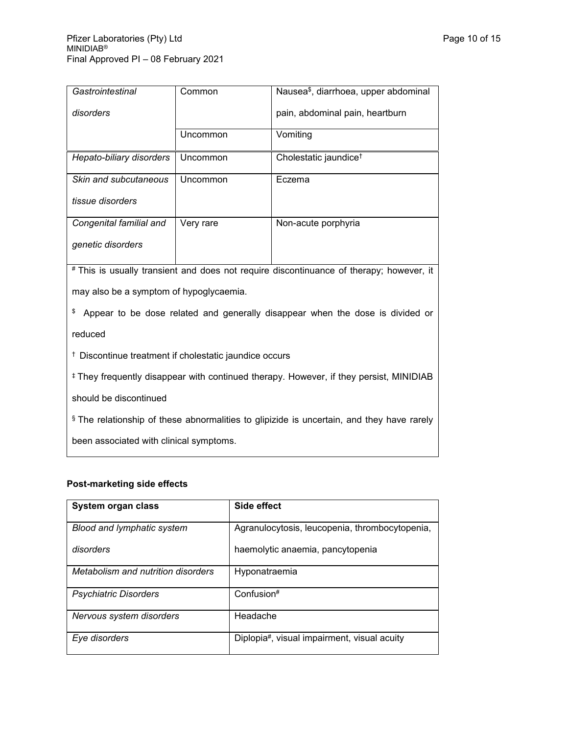| *Gastrointestinal disorders* | Common | Nausea[$], diarrhoea, upper abdominal pain, abdominal pain, heartburn |
|---|---|---|
| | Uncommon | Vomiting |
| *Hepato-biliary disorders* | Uncommon | Cholestatic jaundice[†] |
| *Skin and subcutaneous tissue disorders* | Uncommon | Eczema |
| *Congenital familial and genetic disorders* | Very rare | Non-acute porphyria |

[#] This is usually transient and does not require discontinuance of therapy; however, it may also be a symptom of hypoglycaemia.

[$] Appear to be dose related and generally disappear when the dose is divided or reduced

[†] Discontinue treatment if cholestatic jaundice occurs

[‡] They frequently disappear with continued therapy. However, if they persist, MINIDIAB should be discontinued

[§] The relationship of these abnormalities to glipizide is uncertain, and they have rarely been associated with clinical symptoms.

**Post-marketing side effects**

| **System organ class** | **Side effect** |
|---|---|
| *Blood and lymphatic system disorders* | Agranulocytosis, leucopenia, thrombocytopenia, haemolytic anaemia, pancytopenia |
| *Metabolism and nutrition disorders* | Hyponatraemia |
| *Psychiatric Disorders* | Confusion[#] |
| *Nervous system disorders* | Headache |
| *Eye disorders* | Diplopia[#], visual impairment, visual acuity |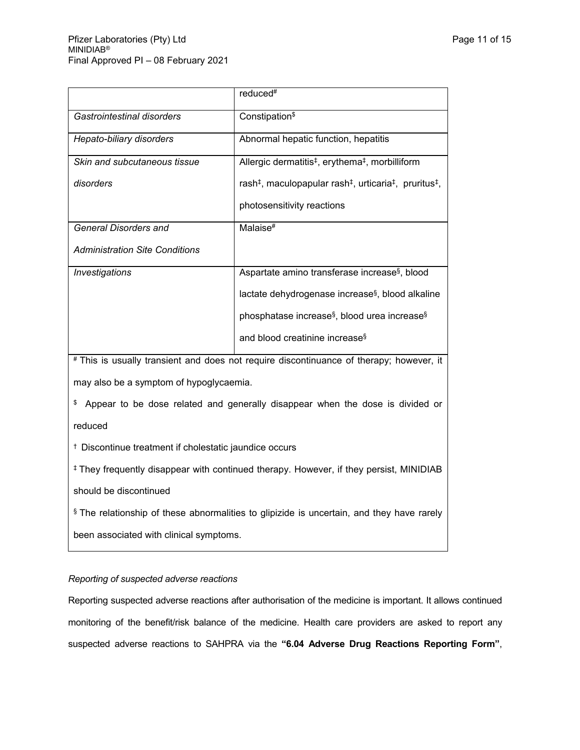| | |
|---|---|
| | reduced# |
| *Gastrointestinal disorders* | Constipation$ |
| *Hepato-biliary disorders* | Abnormal hepatic function, hepatitis |
| *Skin and subcutaneous tissue disorders* | Allergic dermatitis‡, erythema‡, morbilliform rash‡, maculopapular rash‡, urticaria‡, pruritus‡, photosensitivity reactions |
| *General Disorders and Administration Site Conditions* | Malaise# |
| *Investigations* | Aspartate amino transferase increase§, blood lactate dehydrogenase increase§, blood alkaline phosphatase increase§, blood urea increase§ and blood creatinine increase§ |

# This is usually transient and does not require discontinuance of therapy; however, it may also be a symptom of hypoglycaemia.

$ Appear to be dose related and generally disappear when the dose is divided or reduced

† Discontinue treatment if cholestatic jaundice occurs

‡ They frequently disappear with continued therapy. However, if they persist, MINIDIAB should be discontinued

§ The relationship of these abnormalities to glipizide is uncertain, and they have rarely been associated with clinical symptoms.

*Reporting of suspected adverse reactions*

Reporting suspected adverse reactions after authorisation of the medicine is important. It allows continued monitoring of the benefit/risk balance of the medicine. Health care providers are asked to report any suspected adverse reactions to SAHPRA via the **"6.04 Adverse Drug Reactions Reporting Form"**,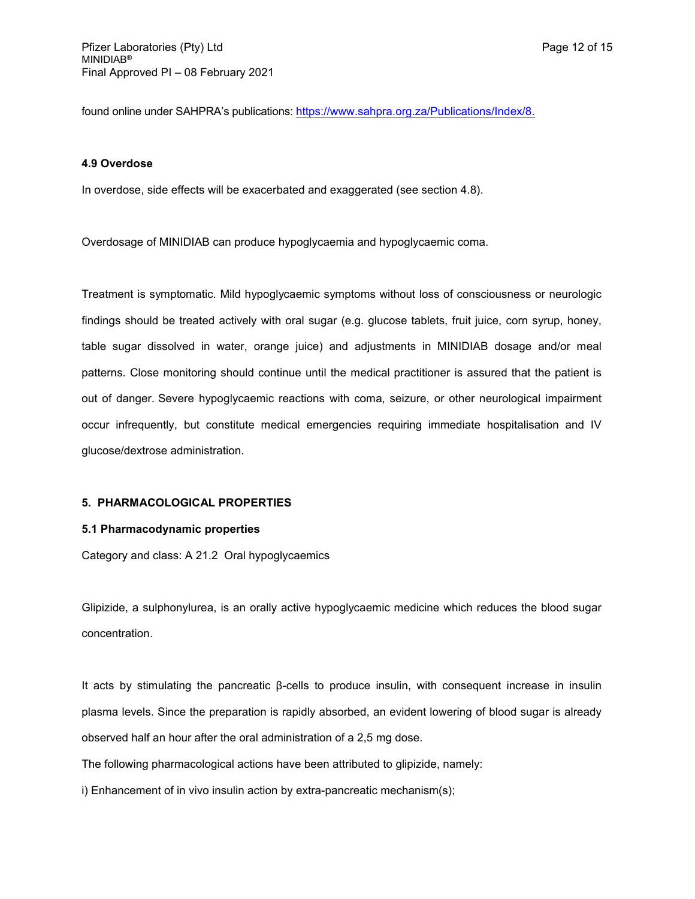found online under SAHPRA's publications: https://www.sahpra.org.za/Publications/Index/8.

### 4.9 Overdose

In overdose, side effects will be exacerbated and exaggerated (see section 4.8).

Overdosage of MINIDIAB can produce hypoglycaemia and hypoglycaemic coma.

Treatment is symptomatic. Mild hypoglycaemic symptoms without loss of consciousness or neurologic findings should be treated actively with oral sugar (e.g. glucose tablets, fruit juice, corn syrup, honey, table sugar dissolved in water, orange juice) and adjustments in MINIDIAB dosage and/or meal patterns. Close monitoring should continue until the medical practitioner is assured that the patient is out of danger. Severe hypoglycaemic reactions with coma, seizure, or other neurological impairment occur infrequently, but constitute medical emergencies requiring immediate hospitalisation and IV glucose/dextrose administration.

## 5. PHARMACOLOGICAL PROPERTIES

### 5.1 Pharmacodynamic properties

Category and class: A 21.2 Oral hypoglycaemics

Glipizide, a sulphonylurea, is an orally active hypoglycaemic medicine which reduces the blood sugar concentration.

It acts by stimulating the pancreatic β-cells to produce insulin, with consequent increase in insulin plasma levels. Since the preparation is rapidly absorbed, an evident lowering of blood sugar is already observed half an hour after the oral administration of a 2,5 mg dose.

The following pharmacological actions have been attributed to glipizide, namely:

i) Enhancement of in vivo insulin action by extra-pancreatic mechanism(s);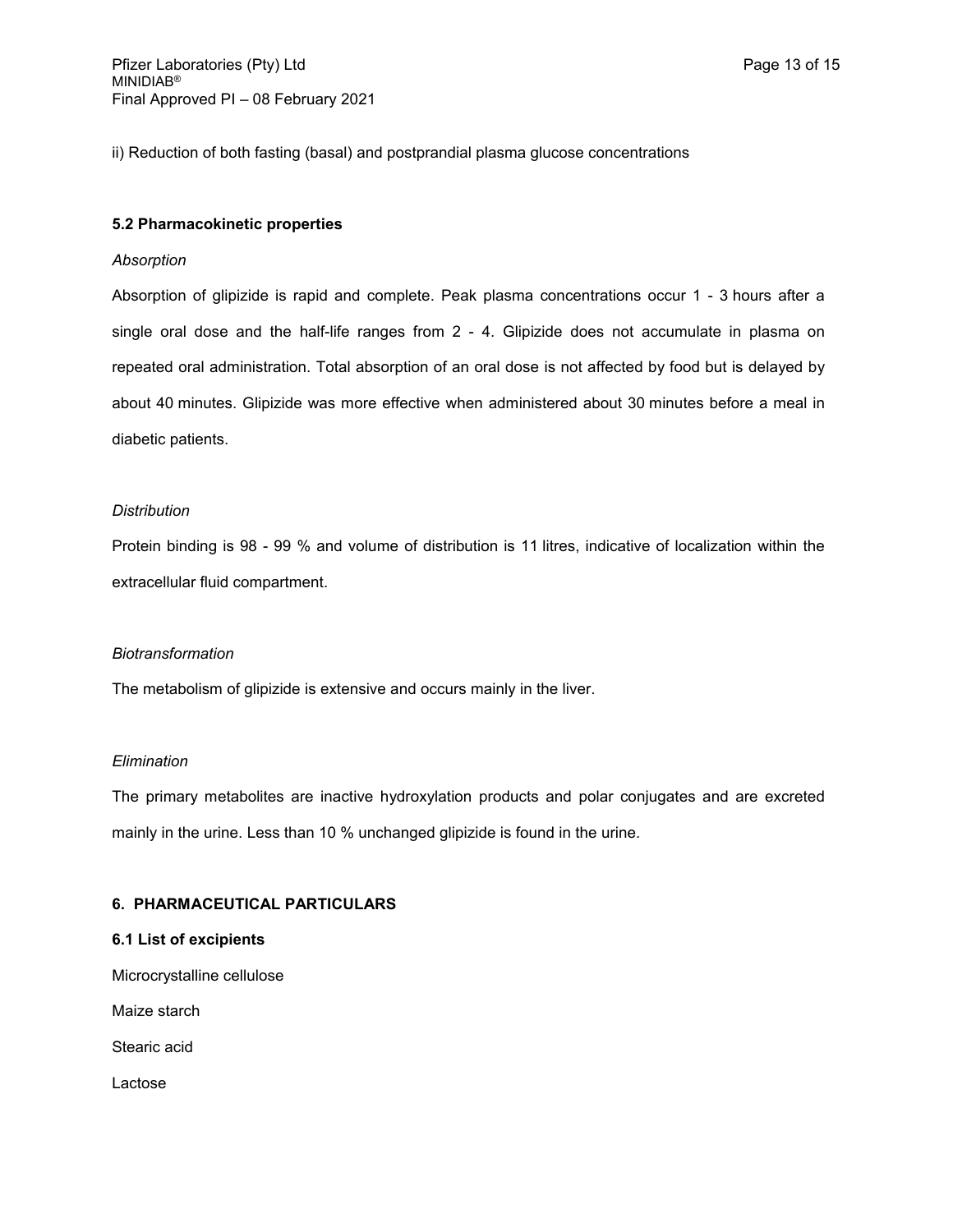ii) Reduction of both fasting (basal) and postprandial plasma glucose concentrations

### 5.2 Pharmacokinetic properties

*Absorption*

Absorption of glipizide is rapid and complete. Peak plasma concentrations occur 1 - 3 hours after a single oral dose and the half-life ranges from 2 - 4. Glipizide does not accumulate in plasma on repeated oral administration. Total absorption of an oral dose is not affected by food but is delayed by about 40 minutes. Glipizide was more effective when administered about 30 minutes before a meal in diabetic patients.

*Distribution*

Protein binding is 98 - 99 % and volume of distribution is 11 litres, indicative of localization within the extracellular fluid compartment.

*Biotransformation*

The metabolism of glipizide is extensive and occurs mainly in the liver.

*Elimination*

The primary metabolites are inactive hydroxylation products and polar conjugates and are excreted mainly in the urine. Less than 10 % unchanged glipizide is found in the urine.

## 6. PHARMACEUTICAL PARTICULARS

### 6.1 List of excipients

Microcrystalline cellulose

Maize starch

Stearic acid

Lactose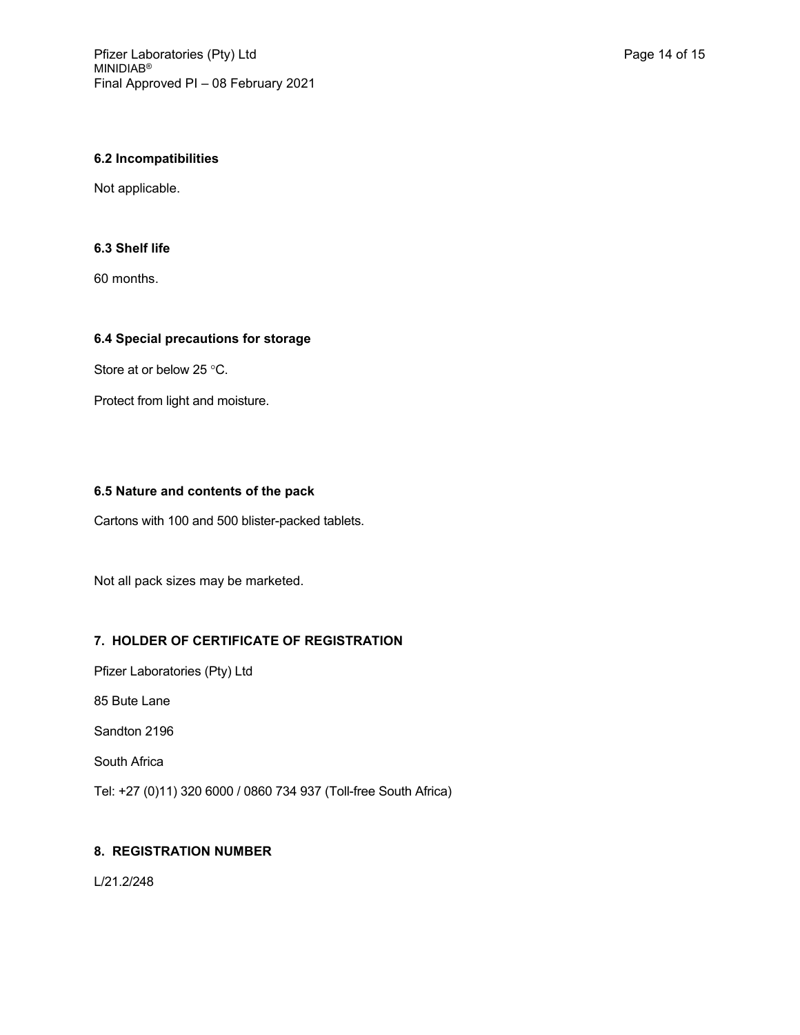### 6.2 Incompatibilities

Not applicable.

### 6.3 Shelf life

60 months.

### 6.4 Special precautions for storage

Store at or below 25 °C.

Protect from light and moisture.

### 6.5 Nature and contents of the pack

Cartons with 100 and 500 blister-packed tablets.

Not all pack sizes may be marketed.

## 7. HOLDER OF CERTIFICATE OF REGISTRATION

Pfizer Laboratories (Pty) Ltd

85 Bute Lane

Sandton 2196

South Africa

Tel: +27 (0)11) 320 6000 / 0860 734 937 (Toll-free South Africa)

## 8. REGISTRATION NUMBER

L/21.2/248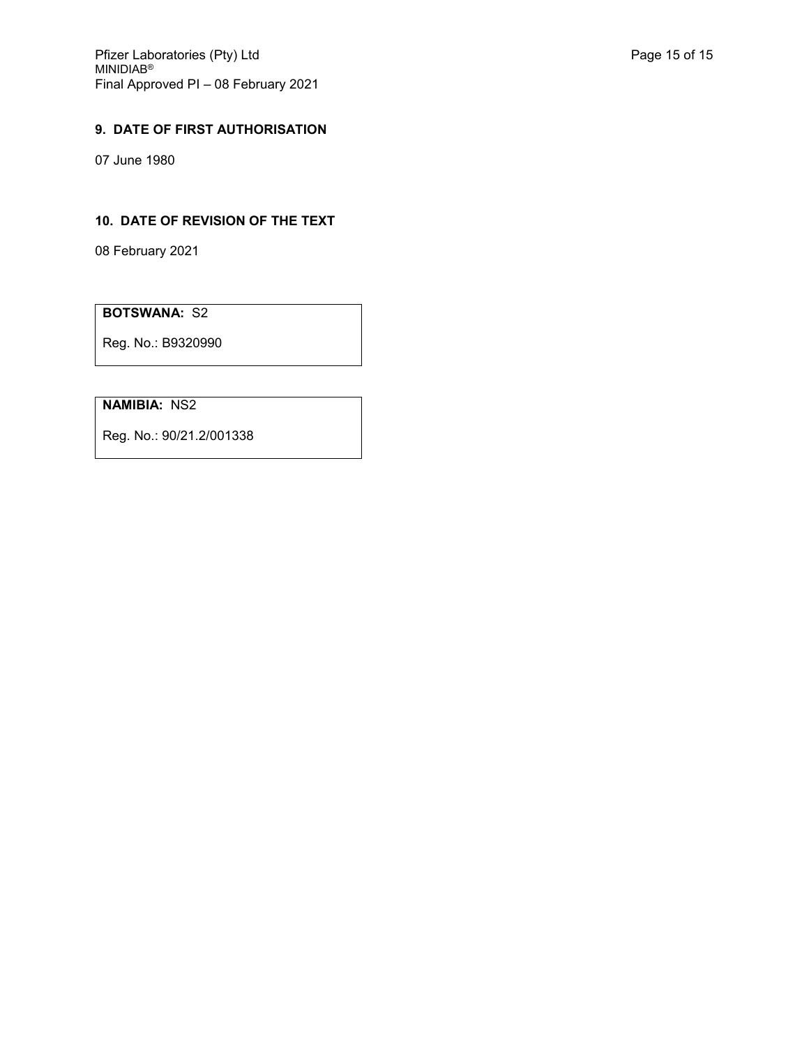## 9. DATE OF FIRST AUTHORISATION

07 June 1980

## 10. DATE OF REVISION OF THE TEXT

08 February 2021

**BOTSWANA:** S2

Reg. No.: B9320990

**NAMIBIA:** NS2

Reg. No.: 90/21.2/001338